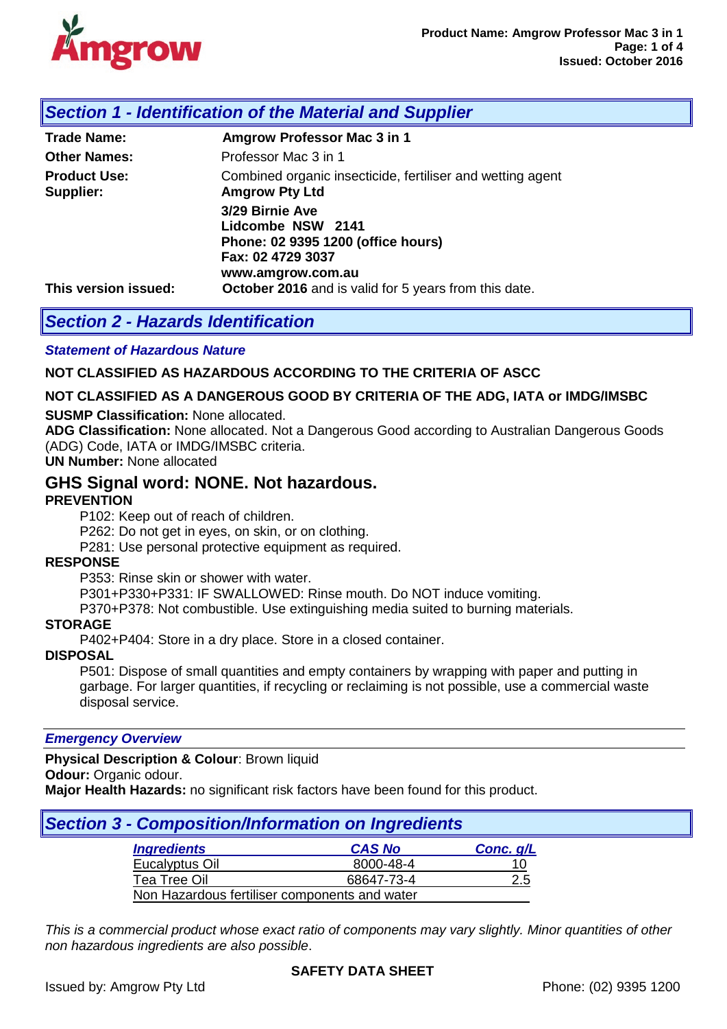## *Section 1 - Identification of the Material and Supplier*

**Trade Name:** **Amgrow Professor Mac 3 in 1**
**Other Names:** Professor Mac 3 in 1
**Product Use:** Combined organic insecticide, fertiliser and wetting agent
**Supplier:** **Amgrow Pty Ltd**
**3/29 Birnie Ave**
**Lidcombe NSW 2141**
**Phone: 02 9395 1200 (office hours)**
**Fax: 02 4729 3037**
**www.amgrow.com.au**
**This version issued:** **October 2016** and is valid for 5 years from this date.

## *Section 2 - Hazards Identification*

***Statement of Hazardous Nature***

**NOT CLASSIFIED AS HAZARDOUS ACCORDING TO THE CRITERIA OF ASCC**

**NOT CLASSIFIED AS A DANGEROUS GOOD BY CRITERIA OF THE ADG, IATA or IMDG/IMSBC**

**SUSMP Classification:** None allocated.
**ADG Classification:** None allocated. Not a Dangerous Good according to Australian Dangerous Goods (ADG) Code, IATA or IMDG/IMSBC criteria.
**UN Number:** None allocated

### GHS Signal word: NONE. Not hazardous.

**PREVENTION**

P102: Keep out of reach of children.
P262: Do not get in eyes, on skin, or on clothing.
P281: Use personal protective equipment as required.

**RESPONSE**

P353: Rinse skin or shower with water.
P301+P330+P331: IF SWALLOWED: Rinse mouth. Do NOT induce vomiting.
P370+P378: Not combustible. Use extinguishing media suited to burning materials.

**STORAGE**

P402+P404: Store in a dry place. Store in a closed container.

**DISPOSAL**

P501: Dispose of small quantities and empty containers by wrapping with paper and putting in garbage. For larger quantities, if recycling or reclaiming is not possible, use a commercial waste disposal service.

***Emergency Overview***

**Physical Description & Colour**: Brown liquid
**Odour:** Organic odour.
**Major Health Hazards:** no significant risk factors have been found for this product.

## *Section 3 - Composition/Information on Ingredients*

| Ingredients | CAS No | Conc. g/L |
|---|---|---|
| Eucalyptus Oil | 8000-48-4 | 10 |
| Tea Tree Oil | 68647-73-4 | 2.5 |
| Non Hazardous fertiliser components and water | | |

*This is a commercial product whose exact ratio of components may vary slightly. Minor quantities of other non hazardous ingredients are also possible.*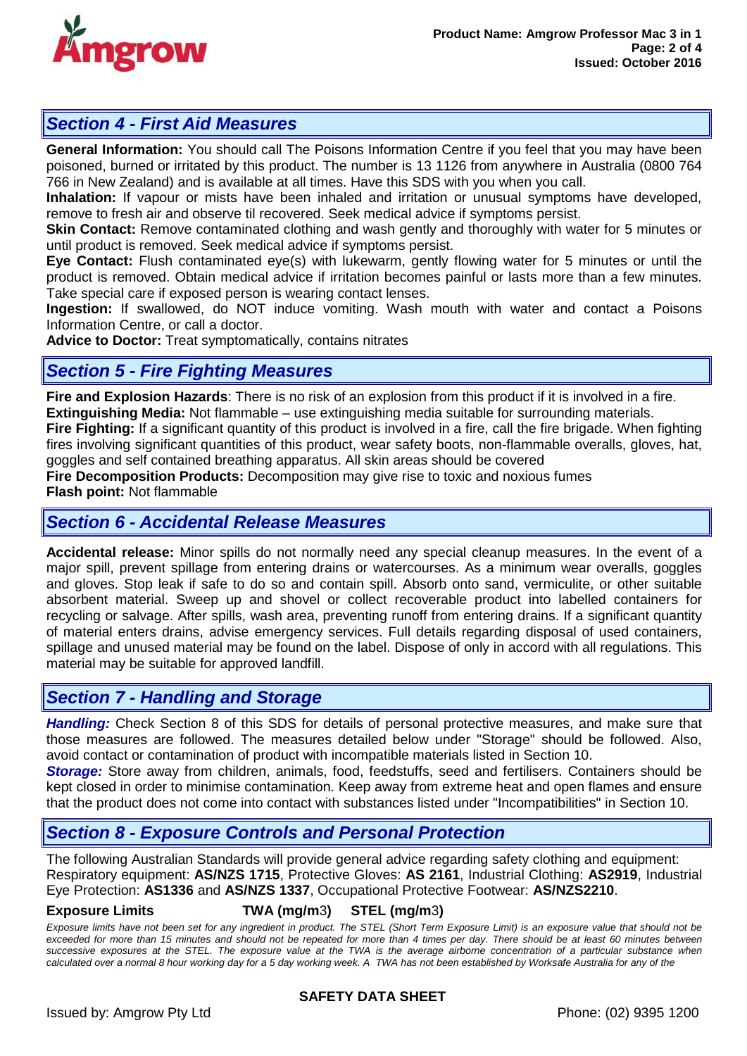## Section 4 - First Aid Measures

**General Information:** You should call The Poisons Information Centre if you feel that you may have been poisoned, burned or irritated by this product. The number is 13 1126 from anywhere in Australia (0800 764 766 in New Zealand) and is available at all times. Have this SDS with you when you call.

**Inhalation:** If vapour or mists have been inhaled and irritation or unusual symptoms have developed, remove to fresh air and observe til recovered. Seek medical advice if symptoms persist.

**Skin Contact:** Remove contaminated clothing and wash gently and thoroughly with water for 5 minutes or until product is removed. Seek medical advice if symptoms persist.

**Eye Contact:** Flush contaminated eye(s) with lukewarm, gently flowing water for 5 minutes or until the product is removed. Obtain medical advice if irritation becomes painful or lasts more than a few minutes. Take special care if exposed person is wearing contact lenses.

**Ingestion:** If swallowed, do NOT induce vomiting. Wash mouth with water and contact a Poisons Information Centre, or call a doctor.

**Advice to Doctor:** Treat symptomatically, contains nitrates

## Section 5 - Fire Fighting Measures

**Fire and Explosion Hazards**: There is no risk of an explosion from this product if it is involved in a fire.

**Extinguishing Media:** Not flammable – use extinguishing media suitable for surrounding materials.

**Fire Fighting:** If a significant quantity of this product is involved in a fire, call the fire brigade. When fighting fires involving significant quantities of this product, wear safety boots, non-flammable overalls, gloves, hat, goggles and self contained breathing apparatus. All skin areas should be covered

**Fire Decomposition Products:** Decomposition may give rise to toxic and noxious fumes

**Flash point:** Not flammable

## Section 6 - Accidental Release Measures

**Accidental release:** Minor spills do not normally need any special cleanup measures. In the event of a major spill, prevent spillage from entering drains or watercourses. As a minimum wear overalls, goggles and gloves. Stop leak if safe to do so and contain spill. Absorb onto sand, vermiculite, or other suitable absorbent material. Sweep up and shovel or collect recoverable product into labelled containers for recycling or salvage. After spills, wash area, preventing runoff from entering drains. If a significant quantity of material enters drains, advise emergency services. Full details regarding disposal of used containers, spillage and unused material may be found on the label. Dispose of only in accord with all regulations. This material may be suitable for approved landfill.

## Section 7 - Handling and Storage

***Handling:*** Check Section 8 of this SDS for details of personal protective measures, and make sure that those measures are followed. The measures detailed below under "Storage" should be followed. Also, avoid contact or contamination of product with incompatible materials listed in Section 10.

***Storage:*** Store away from children, animals, food, feedstuffs, seed and fertilisers. Containers should be kept closed in order to minimise contamination. Keep away from extreme heat and open flames and ensure that the product does not come into contact with substances listed under "Incompatibilities" in Section 10.

## Section 8 - Exposure Controls and Personal Protection

The following Australian Standards will provide general advice regarding safety clothing and equipment: Respiratory equipment: **AS/NZS 1715**, Protective Gloves: **AS 2161**, Industrial Clothing: **AS2919**, Industrial Eye Protection: **AS1336** and **AS/NZS 1337**, Occupational Protective Footwear: **AS/NZS2210**.

**Exposure Limits** **TWA (mg/m3)** **STEL (mg/m3)**

*Exposure limits have not been set for any ingredient in product. The STEL (Short Term Exposure Limit) is an exposure value that should not be exceeded for more than 15 minutes and should not be repeated for more than 4 times per day. There should be at least 60 minutes between successive exposures at the STEL. The exposure value at the TWA is the average airborne concentration of a particular substance when calculated over a normal 8 hour working day for a 5 day working week. A TWA has not been established by Worksafe Australia for any of the*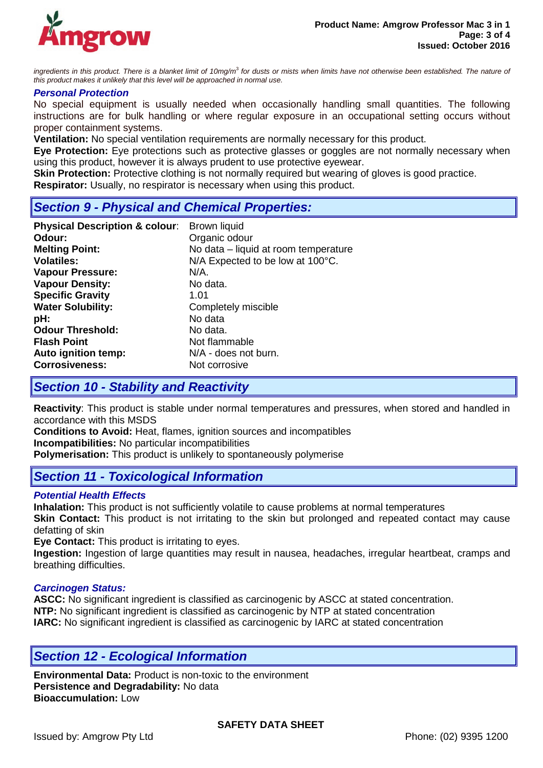*ingredients in this product. There is a blanket limit of 10mg/m$^3$ for dusts or mists when limits have not otherwise been established. The nature of this product makes it unlikely that this level will be approached in normal use.*

### *Personal Protection*

No special equipment is usually needed when occasionally handling small quantities. The following instructions are for bulk handling or where regular exposure in an occupational setting occurs without proper containment systems.

**Ventilation:** No special ventilation requirements are normally necessary for this product.

**Eye Protection:** Eye protections such as protective glasses or goggles are not normally necessary when using this product, however it is always prudent to use protective eyewear.

**Skin Protection:** Protective clothing is not normally required but wearing of gloves is good practice.

**Respirator:** Usually, no respirator is necessary when using this product.

## *Section 9 - Physical and Chemical Properties:*

| | |
|---|---|
| **Physical Description & colour**: | Brown liquid |
| **Odour:** | Organic odour |
| **Melting Point:** | No data – liquid at room temperature |
| **Volatiles:** | N/A Expected to be low at 100°C. |
| **Vapour Pressure:** | N/A. |
| **Vapour Density:** | No data. |
| **Specific Gravity** | 1.01 |
| **Water Solubility:** | Completely miscible |
| **pH:** | No data |
| **Odour Threshold:** | No data. |
| **Flash Point** | Not flammable |
| **Auto ignition temp:** | N/A - does not burn. |
| **Corrosiveness:** | Not corrosive |

## *Section 10 - Stability and Reactivity*

**Reactivity**: This product is stable under normal temperatures and pressures, when stored and handled in accordance with this MSDS

**Conditions to Avoid:** Heat, flames, ignition sources and incompatibles

**Incompatibilities:** No particular incompatibilities

**Polymerisation:** This product is unlikely to spontaneously polymerise

## *Section 11 - Toxicological Information*

### *Potential Health Effects*

**Inhalation:** This product is not sufficiently volatile to cause problems at normal temperatures

**Skin Contact:** This product is not irritating to the skin but prolonged and repeated contact may cause defatting of skin

**Eye Contact:** This product is irritating to eyes.

**Ingestion:** Ingestion of large quantities may result in nausea, headaches, irregular heartbeat, cramps and breathing difficulties.

### *Carcinogen Status:*

**ASCC:** No significant ingredient is classified as carcinogenic by ASCC at stated concentration.

**NTP:** No significant ingredient is classified as carcinogenic by NTP at stated concentration

**IARC:** No significant ingredient is classified as carcinogenic by IARC at stated concentration

## *Section 12 - Ecological Information*

**Environmental Data:** Product is non-toxic to the environment

**Persistence and Degradability:** No data

**Bioaccumulation:** Low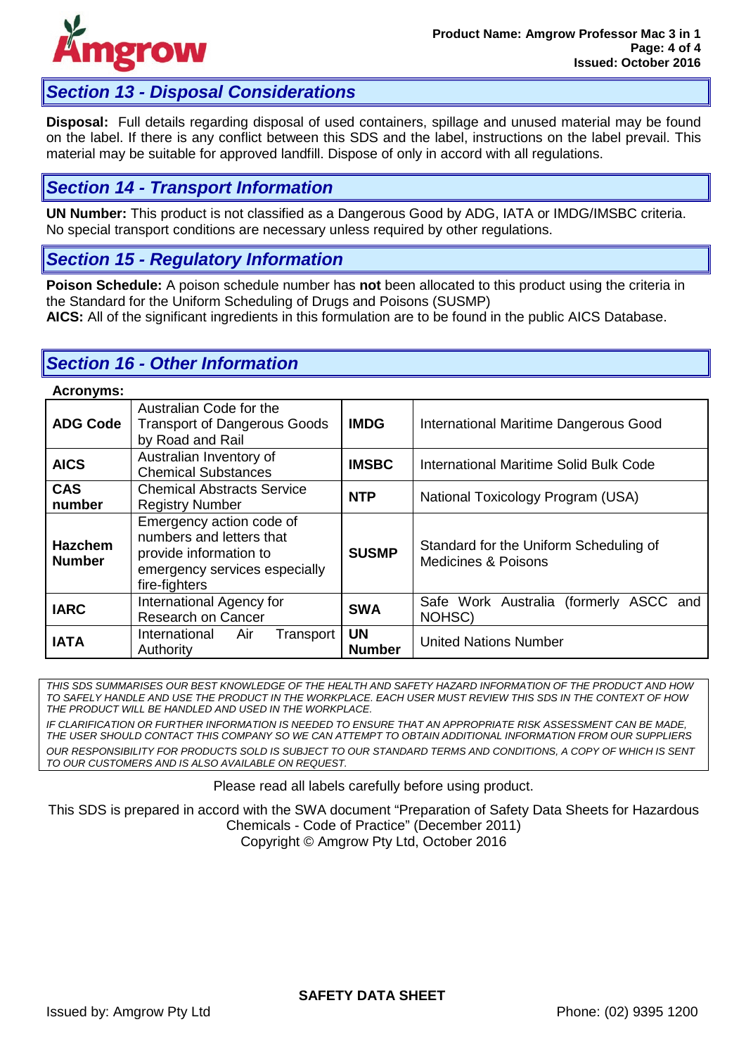## Section 13 - Disposal Considerations

**Disposal:** Full details regarding disposal of used containers, spillage and unused material may be found on the label. If there is any conflict between this SDS and the label, instructions on the label prevail. This material may be suitable for approved landfill. Dispose of only in accord with all regulations.

## Section 14 - Transport Information

**UN Number:** This product is not classified as a Dangerous Good by ADG, IATA or IMDG/IMSBC criteria. No special transport conditions are necessary unless required by other regulations.

## Section 15 - Regulatory Information

**Poison Schedule:** A poison schedule number has **not** been allocated to this product using the criteria in the Standard for the Uniform Scheduling of Drugs and Poisons (SUSMP)
**AICS:** All of the significant ingredients in this formulation are to be found in the public AICS Database.

## Section 16 - Other Information

**Acronyms:**

| | | | |
|---|---|---|---|
| **ADG Code** | Australian Code for the Transport of Dangerous Goods by Road and Rail | **IMDG** | International Maritime Dangerous Good |
| **AICS** | Australian Inventory of Chemical Substances | **IMSBC** | International Maritime Solid Bulk Code |
| **CAS number** | Chemical Abstracts Service Registry Number | **NTP** | National Toxicology Program (USA) |
| **Hazchem Number** | Emergency action code of numbers and letters that provide information to emergency services especially fire-fighters | **SUSMP** | Standard for the Uniform Scheduling of Medicines & Poisons |
| **IARC** | International Agency for Research on Cancer | **SWA** | Safe Work Australia (formerly ASCC and NOHSC) |
| **IATA** | International Air Transport Authority | **UN Number** | United Nations Number |

*THIS SDS SUMMARISES OUR BEST KNOWLEDGE OF THE HEALTH AND SAFETY HAZARD INFORMATION OF THE PRODUCT AND HOW TO SAFELY HANDLE AND USE THE PRODUCT IN THE WORKPLACE. EACH USER MUST REVIEW THIS SDS IN THE CONTEXT OF HOW THE PRODUCT WILL BE HANDLED AND USED IN THE WORKPLACE.*

*IF CLARIFICATION OR FURTHER INFORMATION IS NEEDED TO ENSURE THAT AN APPROPRIATE RISK ASSESSMENT CAN BE MADE, THE USER SHOULD CONTACT THIS COMPANY SO WE CAN ATTEMPT TO OBTAIN ADDITIONAL INFORMATION FROM OUR SUPPLIERS*

*OUR RESPONSIBILITY FOR PRODUCTS SOLD IS SUBJECT TO OUR STANDARD TERMS AND CONDITIONS, A COPY OF WHICH IS SENT TO OUR CUSTOMERS AND IS ALSO AVAILABLE ON REQUEST.*

Please read all labels carefully before using product.

This SDS is prepared in accord with the SWA document "Preparation of Safety Data Sheets for Hazardous Chemicals - Code of Practice" (December 2011)
Copyright © Amgrow Pty Ltd, October 2016